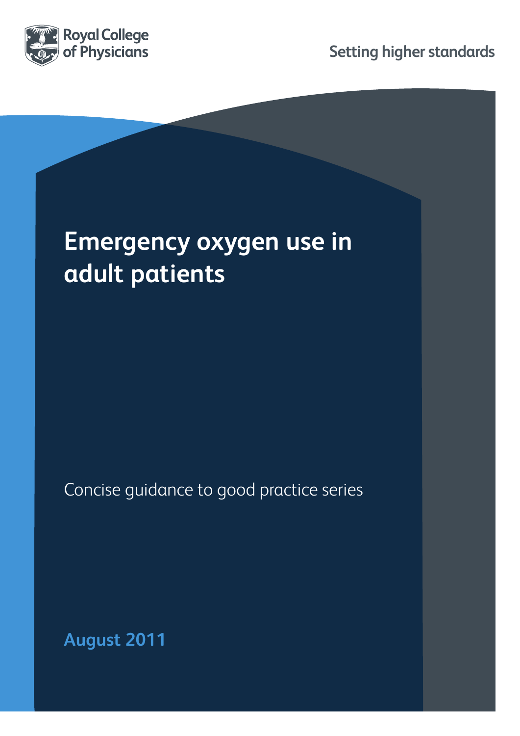Royal College of Physicians

Setting higher standards

# Emergency oxygen use in adult patients

Concise guidance to good practice series

**August 2011**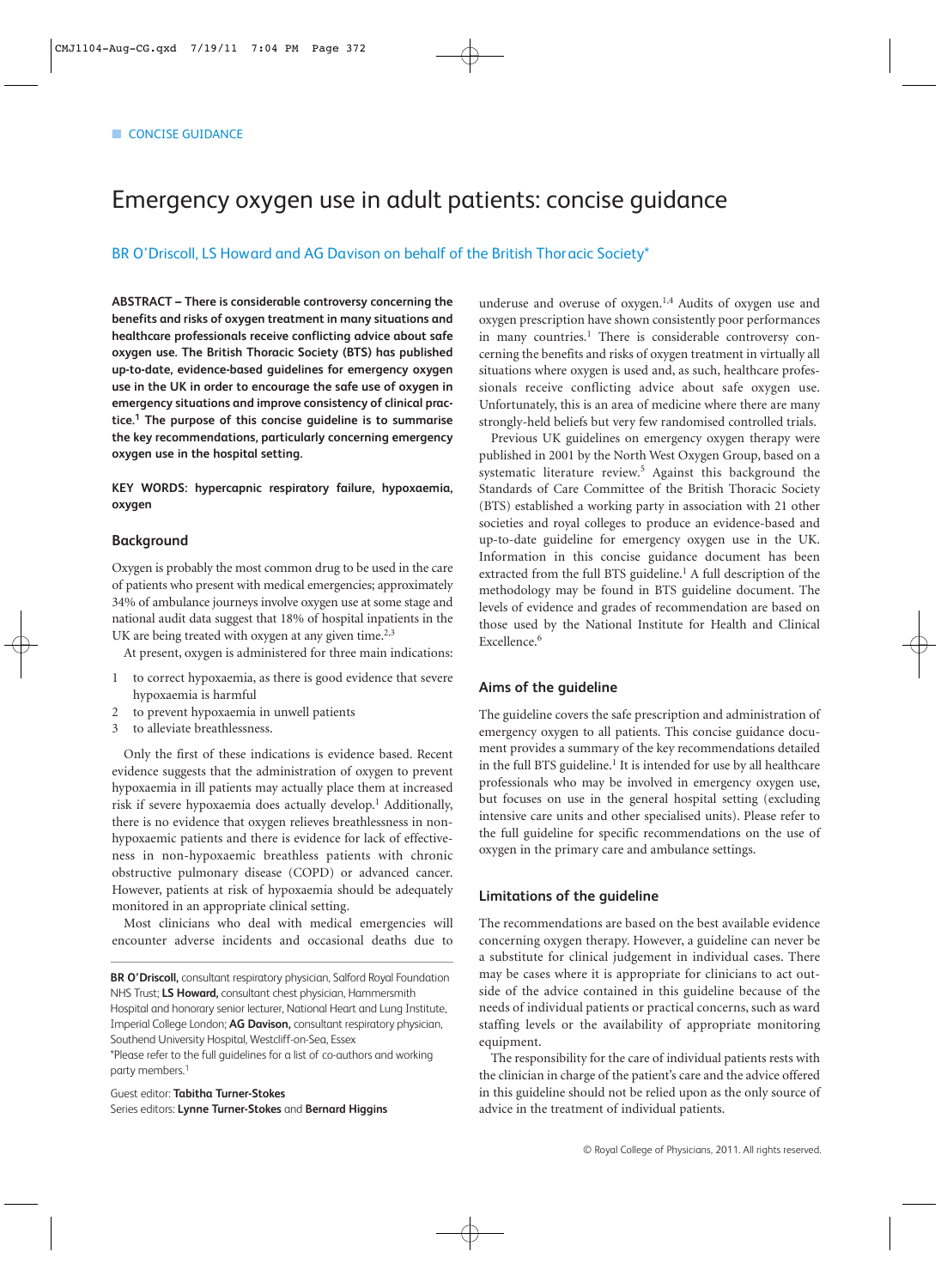CONCISE GUIDANCE

# Emergency oxygen use in adult patients: concise guidance

BR O'Driscoll, LS Howard and AG Davison on behalf of the British Thoracic Society*

**ABSTRACT – There is considerable controversy concerning the benefits and risks of oxygen treatment in many situations and healthcare professionals receive conflicting advice about safe oxygen use. The British Thoracic Society (BTS) has published up-to-date, evidence-based guidelines for emergency oxygen use in the UK in order to encourage the safe use of oxygen in emergency situations and improve consistency of clinical practice.[1] The purpose of this concise guideline is to summarise the key recommendations, particularly concerning emergency oxygen use in the hospital setting.**

**KEY WORDS: hypercapnic respiratory failure, hypoxaemia, oxygen**

## Background

Oxygen is probably the most common drug to be used in the care of patients who present with medical emergencies; approximately 34% of ambulance journeys involve oxygen use at some stage and national audit data suggest that 18% of hospital inpatients in the UK are being treated with oxygen at any given time.[2,3]

At present, oxygen is administered for three main indications:

1. to correct hypoxaemia, as there is good evidence that severe hypoxaemia is harmful
2. to prevent hypoxaemia in unwell patients
3. to alleviate breathlessness.

Only the first of these indications is evidence based. Recent evidence suggests that the administration of oxygen to prevent hypoxaemia in ill patients may actually place them at increased risk if severe hypoxaemia does actually develop.[1] Additionally, there is no evidence that oxygen relieves breathlessness in non-hypoxaemic patients and there is evidence for lack of effectiveness in non-hypoxaemic breathless patients with chronic obstructive pulmonary disease (COPD) or advanced cancer. However, patients at risk of hypoxaemia should be adequately monitored in an appropriate clinical setting.

Most clinicians who deal with medical emergencies will encounter adverse incidents and occasional deaths due to underuse and overuse of oxygen.[1,4] Audits of oxygen use and oxygen prescription have shown consistently poor performances in many countries.[1] There is considerable controversy concerning the benefits and risks of oxygen treatment in virtually all situations where oxygen is used and, as such, healthcare professionals receive conflicting advice about safe oxygen use. Unfortunately, this is an area of medicine where there are many strongly-held beliefs but very few randomised controlled trials.

Previous UK guidelines on emergency oxygen therapy were published in 2001 by the North West Oxygen Group, based on a systematic literature review.[5] Against this background the Standards of Care Committee of the British Thoracic Society (BTS) established a working party in association with 21 other societies and royal colleges to produce an evidence-based and up-to-date guideline for emergency oxygen use in the UK. Information in this concise guidance document has been extracted from the full BTS guideline.[1] A full description of the methodology may be found in BTS guideline document. The levels of evidence and grades of recommendation are based on those used by the National Institute for Health and Clinical Excellence.[6]

## Aims of the guideline

The guideline covers the safe prescription and administration of emergency oxygen to all patients. This concise guidance document provides a summary of the key recommendations detailed in the full BTS guideline.[1] It is intended for use by all healthcare professionals who may be involved in emergency oxygen use, but focuses on use in the general hospital setting (excluding intensive care units and other specialised units). Please refer to the full guideline for specific recommendations on the use of oxygen in the primary care and ambulance settings.

## Limitations of the guideline

The recommendations are based on the best available evidence concerning oxygen therapy. However, a guideline can never be a substitute for clinical judgement in individual cases. There may be cases where it is appropriate for clinicians to act outside of the advice contained in this guideline because of the needs of individual patients or practical concerns, such as ward staffing levels or the availability of appropriate monitoring equipment.

The responsibility for the care of individual patients rests with the clinician in charge of the patient's care and the advice offered in this guideline should not be relied upon as the only source of advice in the treatment of individual patients.

**BR O'Driscoll,** consultant respiratory physician, Salford Royal Foundation NHS Trust; **LS Howard,** consultant chest physician, Hammersmith Hospital and honorary senior lecturer, National Heart and Lung Institute, Imperial College London; **AG Davison,** consultant respiratory physician, Southend University Hospital, Westcliff-on-Sea, Essex

*Please refer to the full guidelines for a list of co-authors and working party members.[1]

Guest editor: **Tabitha Turner-Stokes**
Series editors: **Lynne Turner-Stokes** and **Bernard Higgins**

© Royal College of Physicians, 2011. All rights reserved.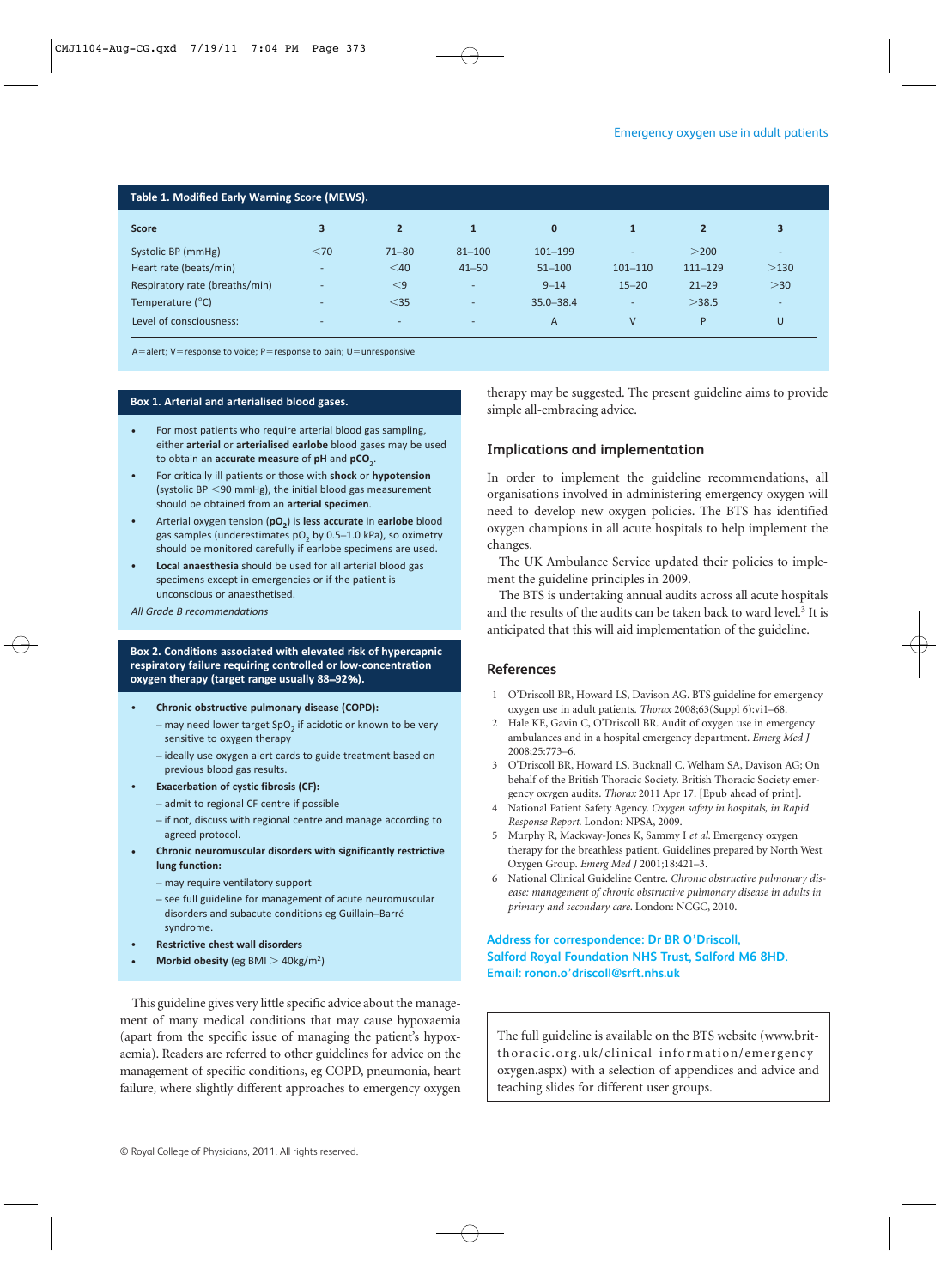**Table 1. Modified Early Warning Score (MEWS).**

| Score | 3 | 2 | 1 | 0 | 1 | 2 | 3 |
|---|---|---|---|---|---|---|---|
| Systolic BP (mmHg) | <70 | 71–80 | 81–100 | 101–199 | - | >200 | - |
| Heart rate (beats/min) | - | <40 | 41–50 | 51–100 | 101–110 | 111–129 | >130 |
| Respiratory rate (breaths/min) | - | <9 | - | 9–14 | 15–20 | 21–29 | >30 |
| Temperature (°C) | - | <35 | - | 35.0–38.4 | - | >38.5 | - |
| Level of consciousness: | - | - | - | A | V | P | U |

A=alert; V=response to voice; P=response to pain; U=unresponsive

**Box 1. Arterial and arterialised blood gases.**

- For most patients who require arterial blood gas sampling, either **arterial** or **arterialised earlobe** blood gases may be used to obtain an **accurate measure** of **pH** and **$pCO_2$**.
- For critically ill patients or those with **shock** or **hypotension** (systolic BP <90 mmHg), the initial blood gas measurement should be obtained from an **arterial specimen**.
- Arterial oxygen tension (**$pO_2$**) is **less accurate** in **earlobe** blood gas samples (underestimates $pO_2$ by 0.5–1.0 kPa), so oximetry should be monitored carefully if earlobe specimens are used.
- **Local anaesthesia** should be used for all arterial blood gas specimens except in emergencies or if the patient is unconscious or anaesthetised.

*All Grade B recommendations*

**Box 2. Conditions associated with elevated risk of hypercapnic respiratory failure requiring controlled or low-concentration oxygen therapy (target range usually 88–92%).**

- **Chronic obstructive pulmonary disease (COPD):**
  - may need lower target $SpO_2$ if acidotic or known to be very sensitive to oxygen therapy
  - ideally use oxygen alert cards to guide treatment based on previous blood gas results.
- **Exacerbation of cystic fibrosis (CF):**
  - admit to regional CF centre if possible
  - if not, discuss with regional centre and manage according to agreed protocol.
- **Chronic neuromuscular disorders with significantly restrictive lung function:**
  - may require ventilatory support
  - see full guideline for management of acute neuromuscular disorders and subacute conditions eg Guillain–Barré syndrome.
- **Restrictive chest wall disorders**
- **Morbid obesity** (eg BMI > 40kg/m$^2$)

This guideline gives very little specific advice about the management of many medical conditions that may cause hypoxaemia (apart from the specific issue of managing the patient's hypoxaemia). Readers are referred to other guidelines for advice on the management of specific conditions, eg COPD, pneumonia, heart failure, where slightly different approaches to emergency oxygen therapy may be suggested. The present guideline aims to provide simple all-embracing advice.

## Implications and implementation

In order to implement the guideline recommendations, all organisations involved in administering emergency oxygen will need to develop new oxygen policies. The BTS has identified oxygen champions in all acute hospitals to help implement the changes.

The UK Ambulance Service updated their policies to implement the guideline principles in 2009.

The BTS is undertaking annual audits across all acute hospitals and the results of the audits can be taken back to ward level.[3] It is anticipated that this will aid implementation of the guideline.

## References

1. O'Driscoll BR, Howard LS, Davison AG. BTS guideline for emergency oxygen use in adult patients. *Thorax* 2008;63(Suppl 6):vi1–68.
2. Hale KE, Gavin C, O'Driscoll BR. Audit of oxygen use in emergency ambulances and in a hospital emergency department. *Emerg Med J* 2008;25:773–6.
3. O'Driscoll BR, Howard LS, Bucknall C, Welham SA, Davison AG; On behalf of the British Thoracic Society. British Thoracic Society emergency oxygen audits. *Thorax* 2011 Apr 17. [Epub ahead of print].
4. National Patient Safety Agency. *Oxygen safety in hospitals, in Rapid Response Report*. London: NPSA, 2009.
5. Murphy R, Mackway-Jones K, Sammy I *et al*. Emergency oxygen therapy for the breathless patient. Guidelines prepared by North West Oxygen Group. *Emerg Med J* 2001;18:421–3.
6. National Clinical Guideline Centre. *Chronic obstructive pulmonary disease: management of chronic obstructive pulmonary disease in adults in primary and secondary care*. London: NCGC, 2010.

**Address for correspondence: Dr BR O'Driscoll, Salford Royal Foundation NHS Trust, Salford M6 8HD. Email: ronon.o'driscoll@srft.nhs.uk**

The full guideline is available on the BTS website (www.brit-thoracic.org.uk/clinical-information/emergency-oxygen.aspx) with a selection of appendices and advice and teaching slides for different user groups.

© Royal College of Physicians, 2011. All rights reserved.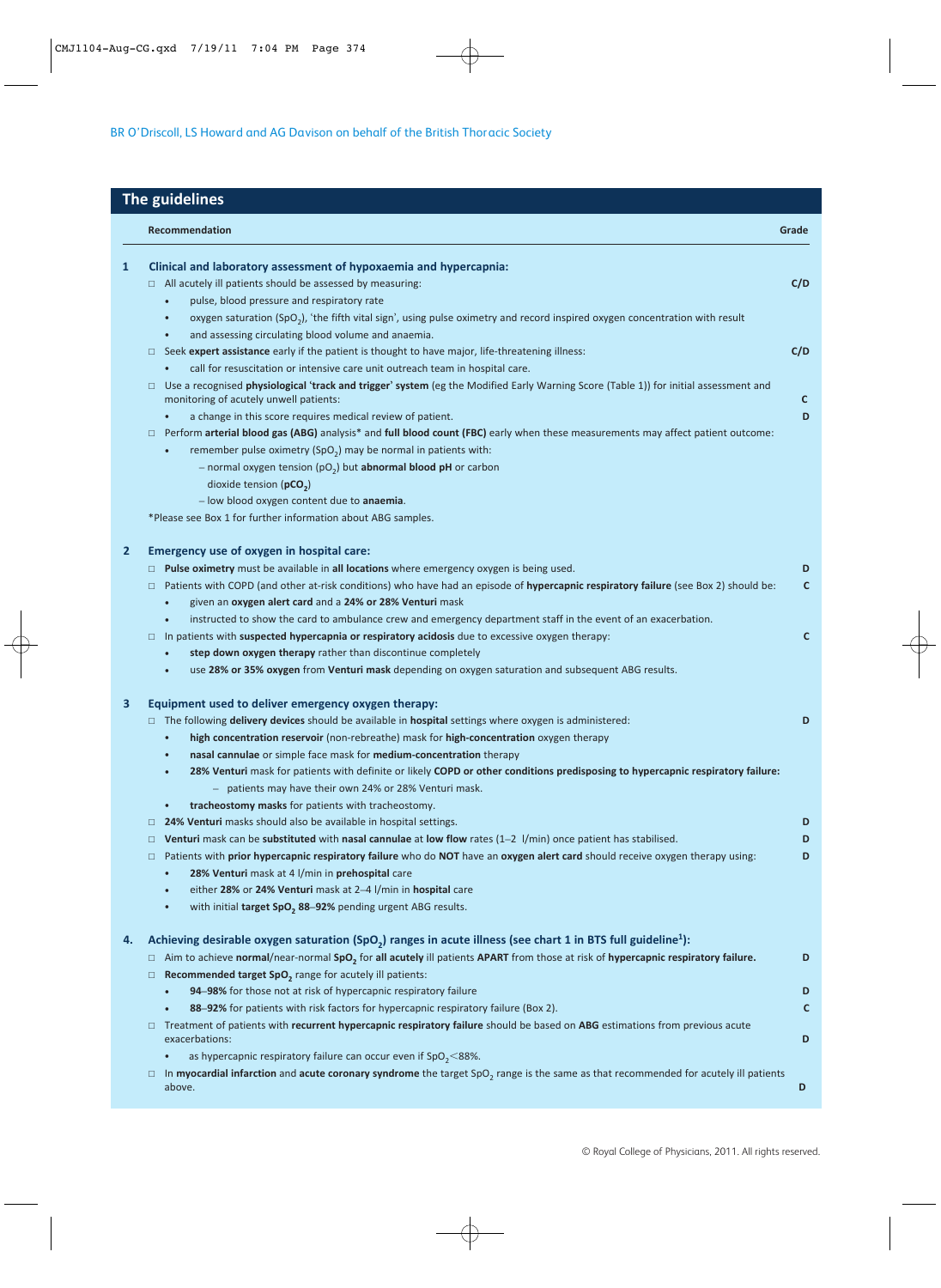BR O'Driscoll, LS Howard and AG Davison on behalf of the British Thoracic Society

## The guidelines

| | Recommendation | Grade |
|---|---|---|
| **1** | **Clinical and laboratory assessment of hypoxaemia and hypercapnia:** | |
| | □ All acutely ill patients should be assessed by measuring: | C/D |
| | • pulse, blood pressure and respiratory rate | |
| | • oxygen saturation ($SpO_2$), 'the fifth vital sign', using pulse oximetry and record inspired oxygen concentration with result | |
| | • and assessing circulating blood volume and anaemia. | |
| | □ Seek **expert assistance** early if the patient is thought to have major, life-threatening illness: | C/D |
| | • call for resuscitation or intensive care unit outreach team in hospital care. | |
| | □ Use a recognised **physiological 'track and trigger' system** (eg the Modified Early Warning Score (Table 1)) for initial assessment and monitoring of acutely unwell patients: | C |
| | • a change in this score requires medical review of patient. | D |
| | □ Perform **arterial blood gas (ABG)** analysis* and **full blood count (FBC)** early when these measurements may affect patient outcome: | |
| | • remember pulse oximetry ($SpO_2$) may be normal in patients with: | |
| | – normal oxygen tension ($pO_2$) but **abnormal blood pH** or carbon dioxide tension (**$pCO_2$**) | |
| | – low blood oxygen content due to **anaemia**. | |
| | *Please see Box 1 for further information about ABG samples. | |
| **2** | **Emergency use of oxygen in hospital care:** | |
| | □ **Pulse oximetry** must be available in **all locations** where emergency oxygen is being used. | D |
| | □ Patients with COPD (and other at-risk conditions) who have had an episode of **hypercapnic respiratory failure** (see Box 2) should be: | C |
| | • given an **oxygen alert card** and a **24% or 28% Venturi** mask | |
| | • instructed to show the card to ambulance crew and emergency department staff in the event of an exacerbation. | |
| | □ In patients with **suspected hypercapnia or respiratory acidosis** due to excessive oxygen therapy: | C |
| | • **step down oxygen therapy** rather than discontinue completely | |
| | • use **28% or 35% oxygen** from **Venturi mask** depending on oxygen saturation and subsequent ABG results. | |
| **3** | **Equipment used to deliver emergency oxygen therapy:** | |
| | □ The following **delivery devices** should be available in **hospital** settings where oxygen is administered: | D |
| | • **high concentration reservoir** (non-rebreathe) mask for **high-concentration** oxygen therapy | |
| | • **nasal cannulae** or simple face mask for **medium-concentration** therapy | |
| | • **28% Venturi** mask for patients with definite or likely **COPD or other conditions predisposing to hypercapnic respiratory failure:** | |
| | – patients may have their own 24% or 28% Venturi mask. | |
| | • **tracheostomy masks** for patients with tracheostomy. | |
| | □ **24% Venturi** masks should also be available in hospital settings. | D |
| | □ **Venturi** mask can be **substituted** with **nasal cannulae** at **low flow** rates (1–2 l/min) once patient has stabilised. | D |
| | □ Patients with **prior hypercapnic respiratory failure** who do **NOT** have an **oxygen alert card** should receive oxygen therapy using: | D |
| | • **28% Venturi** mask at 4 l/min in **prehospital** care | |
| | • either **28%** or **24% Venturi** mask at 2–4 l/min in **hospital** care | |
| | • with initial **target $SpO_2$ 88–92%** pending urgent ABG results. | |
| **4.** | **Achieving desirable oxygen saturation ($SpO_2$) ranges in acute illness (see chart 1 in BTS full guideline[1]):** | |
| | □ Aim to achieve **normal**/near-normal **$SpO_2$** for **all acutely** ill patients **APART** from those at risk of **hypercapnic respiratory failure.** | D |
| | □ **Recommended target $SpO_2$** range for acutely ill patients: | |
| | • **94–98%** for those not at risk of hypercapnic respiratory failure | D |
| | • **88–92%** for patients with risk factors for hypercapnic respiratory failure (Box 2). | C |
| | □ Treatment of patients with **recurrent hypercapnic respiratory failure** should be based on **ABG** estimations from previous acute exacerbations: | D |
| | • as hypercapnic respiratory failure can occur even if $SpO_2 < 88\%$. | |
| | □ In **myocardial infarction** and **acute coronary syndrome** the target $SpO_2$ range is the same as that recommended for acutely ill patients above. | D |

© Royal College of Physicians, 2011. All rights reserved.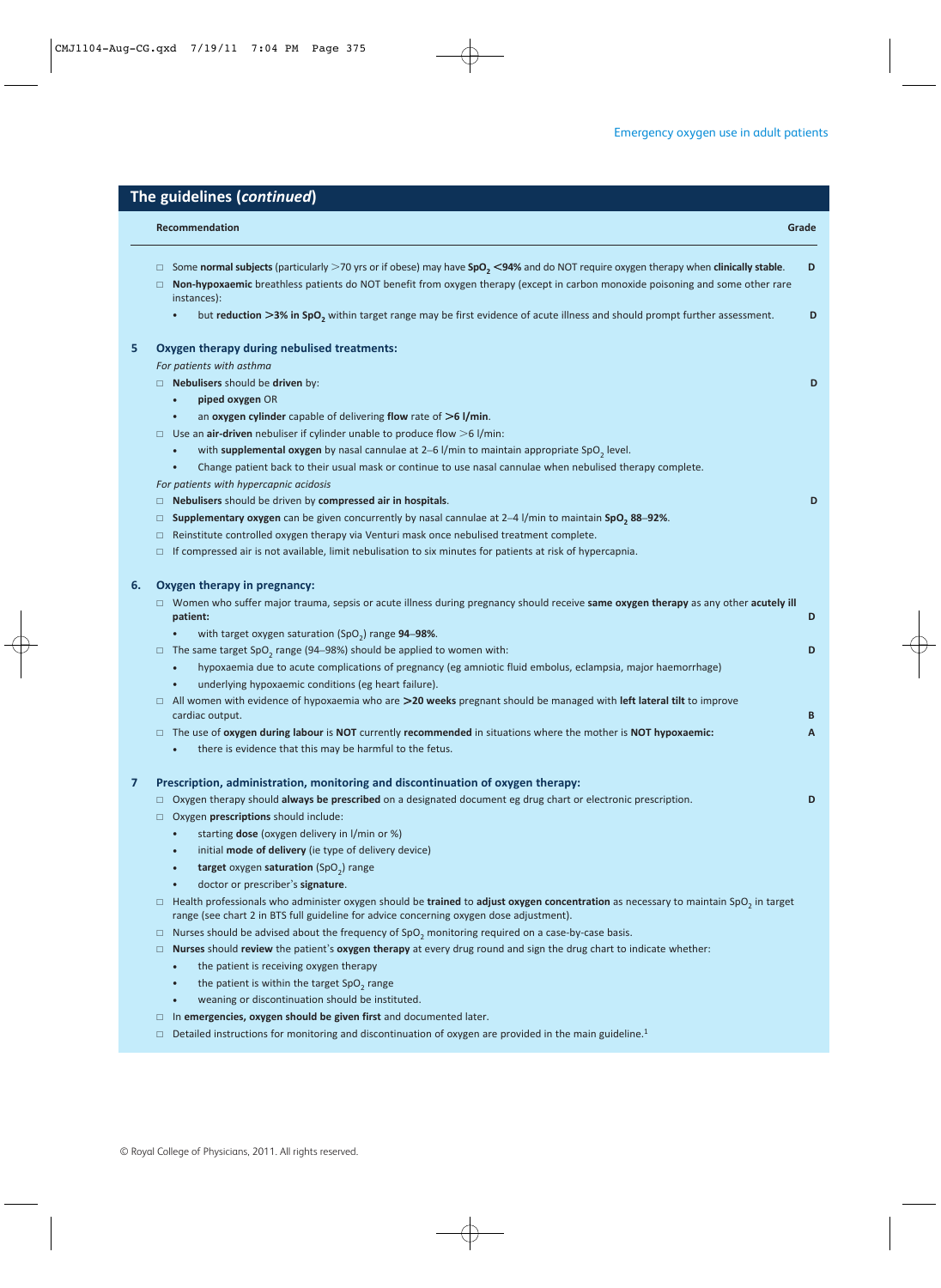## The guidelines (*continued*)

| Recommendation | Grade |
|---|---|
| □ Some **normal subjects** (particularly >70 yrs or if obese) may have **$SpO_2$ <94%** and do NOT require oxygen therapy when **clinically stable**. | D |
| □ **Non-hypoxaemic** breathless patients do NOT benefit from oxygen therapy (except in carbon monoxide poisoning and some other rare instances): | |
| • but **reduction >3% in $SpO_2$** within target range may be first evidence of acute illness and should prompt further assessment. | D |
| **5 Oxygen therapy during nebulised treatments:** | |
| *For patients with asthma* | |
| □ **Nebulisers** should be **driven** by: | D |
| • **piped oxygen** OR | |
| • an **oxygen cylinder** capable of delivering **flow** rate of **>6 l/min**. | |
| □ Use an **air-driven** nebuliser if cylinder unable to produce flow >6 l/min: | |
| • with **supplemental oxygen** by nasal cannulae at 2–6 l/min to maintain appropriate $SpO_2$ level. | |
| • Change patient back to their usual mask or continue to use nasal cannulae when nebulised therapy complete. | |
| *For patients with hypercapnic acidosis* | |
| □ **Nebulisers** should be driven by **compressed air in hospitals**. | D |
| □ **Supplementary oxygen** can be given concurrently by nasal cannulae at 2–4 l/min to maintain **$SpO_2$ 88–92%**. | |
| □ Reinstitute controlled oxygen therapy via Venturi mask once nebulised treatment complete. | |
| □ If compressed air is not available, limit nebulisation to six minutes for patients at risk of hypercapnia. | |
| **6. Oxygen therapy in pregnancy:** | |
| □ Women who suffer major trauma, sepsis or acute illness during pregnancy should receive **same oxygen therapy** as any other **acutely ill patient:** | D |
| • with target oxygen saturation ($SpO_2$) range **94–98%**. | |
| □ The same target $SpO_2$ range (94–98%) should be applied to women with: | D |
| • hypoxaemia due to acute complications of pregnancy (eg amniotic fluid embolus, eclampsia, major haemorrhage) | |
| • underlying hypoxaemic conditions (eg heart failure). | |
| □ All women with evidence of hypoxaemia who are **>20 weeks** pregnant should be managed with **left lateral tilt** to improve cardiac output. | B |
| □ The use of **oxygen during labour** is **NOT** currently **recommended** in situations where the mother is **NOT hypoxaemic:** | A |
| • there is evidence that this may be harmful to the fetus. | |
| **7 Prescription, administration, monitoring and discontinuation of oxygen therapy:** | |
| □ Oxygen therapy should **always be prescribed** on a designated document eg drug chart or electronic prescription. | D |
| □ Oxygen **prescriptions** should include: | |
| • starting **dose** (oxygen delivery in l/min or %) | |
| • initial **mode of delivery** (ie type of delivery device) | |
| • **target** oxygen **saturation** ($SpO_2$) range | |
| • doctor or prescriber's **signature**. | |
| □ Health professionals who administer oxygen should be **trained** to **adjust oxygen concentration** as necessary to maintain $SpO_2$ in target range (see chart 2 in BTS full guideline for advice concerning oxygen dose adjustment). | |
| □ Nurses should be advised about the frequency of $SpO_2$ monitoring required on a case-by-case basis. | |
| □ **Nurses** should **review** the patient's **oxygen therapy** at every drug round and sign the drug chart to indicate whether: | |
| • the patient is receiving oxygen therapy | |
| • the patient is within the target $SpO_2$ range | |
| • weaning or discontinuation should be instituted. | |
| □ In **emergencies, oxygen should be given first** and documented later. | |
| □ Detailed instructions for monitoring and discontinuation of oxygen are provided in the main guideline.[1] | |

© Royal College of Physicians, 2011. All rights reserved.